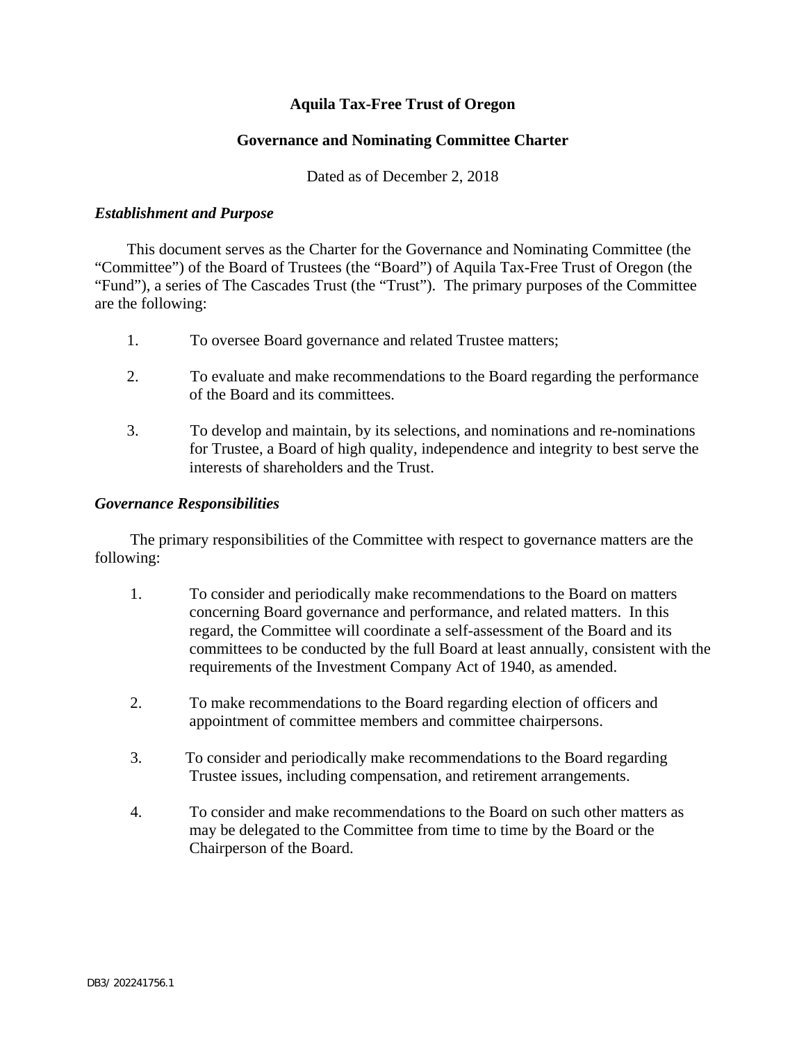# Aquila Tax-Free Trust of Oregon

## Governance and Nominating Committee Charter

Dated as of December 2, 2018

### *Establishment and Purpose*

This document serves as the Charter for the Governance and Nominating Committee (the "Committee") of the Board of Trustees (the "Board") of Aquila Tax-Free Trust of Oregon (the "Fund"), a series of The Cascades Trust (the "Trust"). The primary purposes of the Committee are the following:

1. To oversee Board governance and related Trustee matters;
2. To evaluate and make recommendations to the Board regarding the performance of the Board and its committees.
3. To develop and maintain, by its selections, and nominations and re-nominations for Trustee, a Board of high quality, independence and integrity to best serve the interests of shareholders and the Trust.

### *Governance Responsibilities*

The primary responsibilities of the Committee with respect to governance matters are the following:

1. To consider and periodically make recommendations to the Board on matters concerning Board governance and performance, and related matters. In this regard, the Committee will coordinate a self-assessment of the Board and its committees to be conducted by the full Board at least annually, consistent with the requirements of the Investment Company Act of 1940, as amended.
2. To make recommendations to the Board regarding election of officers and appointment of committee members and committee chairpersons.
3. To consider and periodically make recommendations to the Board regarding Trustee issues, including compensation, and retirement arrangements.
4. To consider and make recommendations to the Board on such other matters as may be delegated to the Committee from time to time by the Board or the Chairperson of the Board.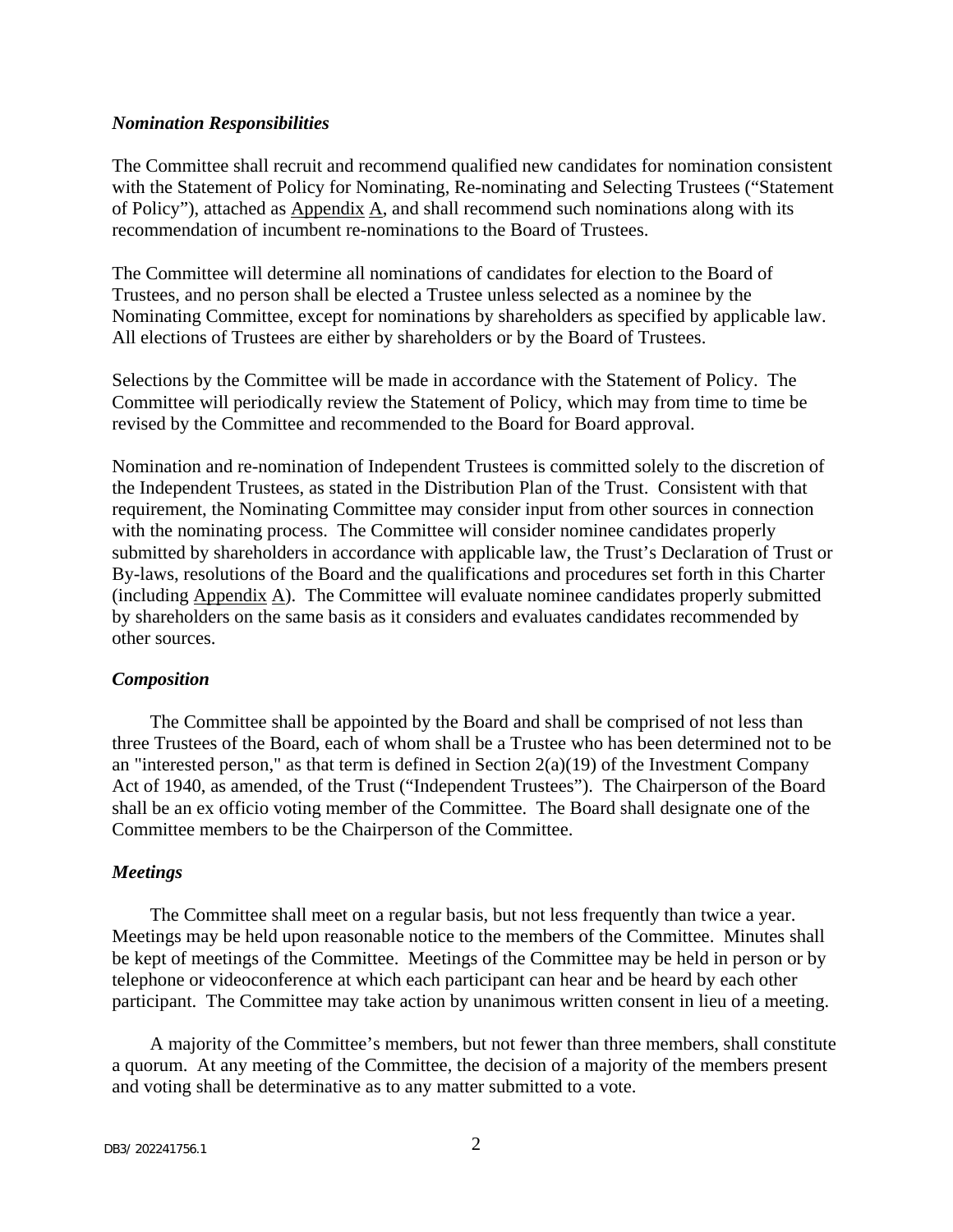*Nomination Responsibilities*

The Committee shall recruit and recommend qualified new candidates for nomination consistent with the Statement of Policy for Nominating, Re-nominating and Selecting Trustees ("Statement of Policy"), attached as Appendix A, and shall recommend such nominations along with its recommendation of incumbent re-nominations to the Board of Trustees.

The Committee will determine all nominations of candidates for election to the Board of Trustees, and no person shall be elected a Trustee unless selected as a nominee by the Nominating Committee, except for nominations by shareholders as specified by applicable law. All elections of Trustees are either by shareholders or by the Board of Trustees.

Selections by the Committee will be made in accordance with the Statement of Policy. The Committee will periodically review the Statement of Policy, which may from time to time be revised by the Committee and recommended to the Board for Board approval.

Nomination and re-nomination of Independent Trustees is committed solely to the discretion of the Independent Trustees, as stated in the Distribution Plan of the Trust. Consistent with that requirement, the Nominating Committee may consider input from other sources in connection with the nominating process. The Committee will consider nominee candidates properly submitted by shareholders in accordance with applicable law, the Trust's Declaration of Trust or By-laws, resolutions of the Board and the qualifications and procedures set forth in this Charter (including Appendix A). The Committee will evaluate nominee candidates properly submitted by shareholders on the same basis as it considers and evaluates candidates recommended by other sources.

*Composition*

The Committee shall be appointed by the Board and shall be comprised of not less than three Trustees of the Board, each of whom shall be a Trustee who has been determined not to be an "interested person," as that term is defined in Section 2(a)(19) of the Investment Company Act of 1940, as amended, of the Trust ("Independent Trustees"). The Chairperson of the Board shall be an ex officio voting member of the Committee. The Board shall designate one of the Committee members to be the Chairperson of the Committee.

*Meetings*

The Committee shall meet on a regular basis, but not less frequently than twice a year. Meetings may be held upon reasonable notice to the members of the Committee. Minutes shall be kept of meetings of the Committee. Meetings of the Committee may be held in person or by telephone or videoconference at which each participant can hear and be heard by each other participant. The Committee may take action by unanimous written consent in lieu of a meeting.

A majority of the Committee's members, but not fewer than three members, shall constitute a quorum. At any meeting of the Committee, the decision of a majority of the members present and voting shall be determinative as to any matter submitted to a vote.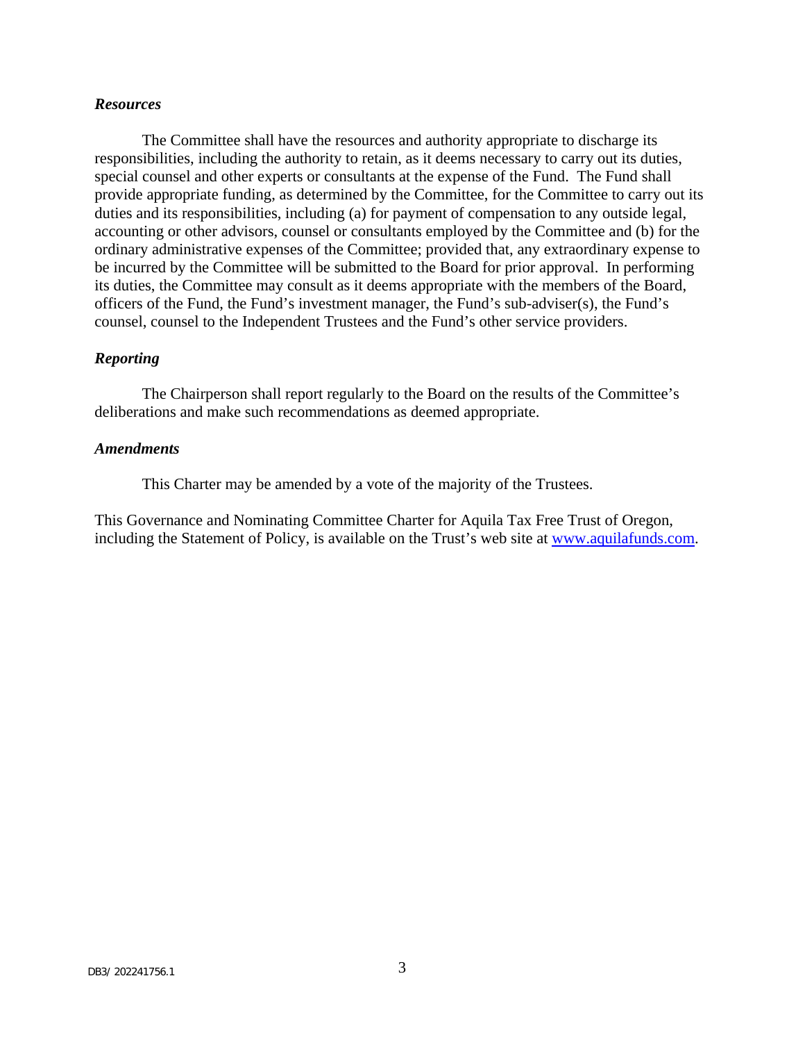### *Resources*

The Committee shall have the resources and authority appropriate to discharge its responsibilities, including the authority to retain, as it deems necessary to carry out its duties, special counsel and other experts or consultants at the expense of the Fund. The Fund shall provide appropriate funding, as determined by the Committee, for the Committee to carry out its duties and its responsibilities, including (a) for payment of compensation to any outside legal, accounting or other advisors, counsel or consultants employed by the Committee and (b) for the ordinary administrative expenses of the Committee; provided that, any extraordinary expense to be incurred by the Committee will be submitted to the Board for prior approval. In performing its duties, the Committee may consult as it deems appropriate with the members of the Board, officers of the Fund, the Fund's investment manager, the Fund's sub-adviser(s), the Fund's counsel, counsel to the Independent Trustees and the Fund's other service providers.

### *Reporting*

The Chairperson shall report regularly to the Board on the results of the Committee's deliberations and make such recommendations as deemed appropriate.

### *Amendments*

This Charter may be amended by a vote of the majority of the Trustees.

This Governance and Nominating Committee Charter for Aquila Tax Free Trust of Oregon, including the Statement of Policy, is available on the Trust's web site at www.aquilafunds.com.

DB3/ 202241756.1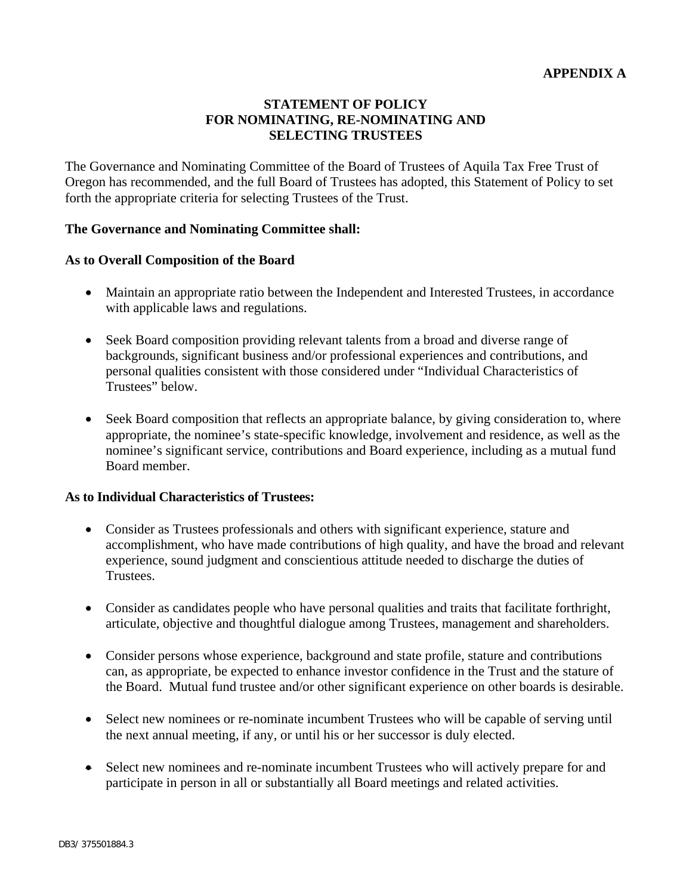**APPENDIX A**

# STATEMENT OF POLICY FOR NOMINATING, RE-NOMINATING AND SELECTING TRUSTEES

The Governance and Nominating Committee of the Board of Trustees of Aquila Tax Free Trust of Oregon has recommended, and the full Board of Trustees has adopted, this Statement of Policy to set forth the appropriate criteria for selecting Trustees of the Trust.

**The Governance and Nominating Committee shall:**

**As to Overall Composition of the Board**

- Maintain an appropriate ratio between the Independent and Interested Trustees, in accordance with applicable laws and regulations.
- Seek Board composition providing relevant talents from a broad and diverse range of backgrounds, significant business and/or professional experiences and contributions, and personal qualities consistent with those considered under "Individual Characteristics of Trustees" below.
- Seek Board composition that reflects an appropriate balance, by giving consideration to, where appropriate, the nominee's state-specific knowledge, involvement and residence, as well as the nominee's significant service, contributions and Board experience, including as a mutual fund Board member.

**As to Individual Characteristics of Trustees:**

- Consider as Trustees professionals and others with significant experience, stature and accomplishment, who have made contributions of high quality, and have the broad and relevant experience, sound judgment and conscientious attitude needed to discharge the duties of Trustees.
- Consider as candidates people who have personal qualities and traits that facilitate forthright, articulate, objective and thoughtful dialogue among Trustees, management and shareholders.
- Consider persons whose experience, background and state profile, stature and contributions can, as appropriate, be expected to enhance investor confidence in the Trust and the stature of the Board. Mutual fund trustee and/or other significant experience on other boards is desirable.
- Select new nominees or re-nominate incumbent Trustees who will be capable of serving until the next annual meeting, if any, or until his or her successor is duly elected.
- Select new nominees and re-nominate incumbent Trustees who will actively prepare for and participate in person in all or substantially all Board meetings and related activities.

DB3/ 375501884.3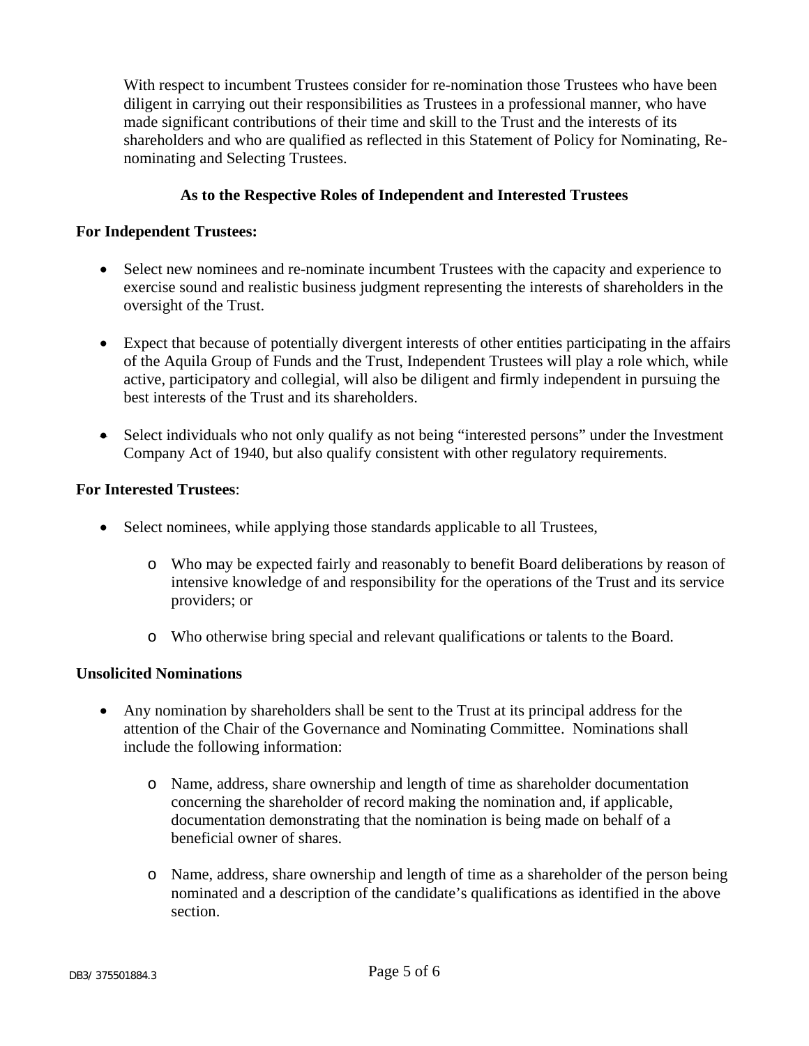With respect to incumbent Trustees consider for re-nomination those Trustees who have been diligent in carrying out their responsibilities as Trustees in a professional manner, who have made significant contributions of their time and skill to the Trust and the interests of its shareholders and who are qualified as reflected in this Statement of Policy for Nominating, Re-nominating and Selecting Trustees.

**As to the Respective Roles of Independent and Interested Trustees**

**For Independent Trustees:**

- Select new nominees and re-nominate incumbent Trustees with the capacity and experience to exercise sound and realistic business judgment representing the interests of shareholders in the oversight of the Trust.

- Expect that because of potentially divergent interests of other entities participating in the affairs of the Aquila Group of Funds and the Trust, Independent Trustees will play a role which, while active, participatory and collegial, will also be diligent and firmly independent in pursuing the best interests of the Trust and its shareholders.

- Select individuals who not only qualify as not being "interested persons" under the Investment Company Act of 1940, but also qualify consistent with other regulatory requirements.

**For Interested Trustees**:

- Select nominees, while applying those standards applicable to all Trustees,
  - Who may be expected fairly and reasonably to benefit Board deliberations by reason of intensive knowledge of and responsibility for the operations of the Trust and its service providers; or
  - Who otherwise bring special and relevant qualifications or talents to the Board.

**Unsolicited Nominations**

- Any nomination by shareholders shall be sent to the Trust at its principal address for the attention of the Chair of the Governance and Nominating Committee. Nominations shall include the following information:
  - Name, address, share ownership and length of time as shareholder documentation concerning the shareholder of record making the nomination and, if applicable, documentation demonstrating that the nomination is being made on behalf of a beneficial owner of shares.
  - Name, address, share ownership and length of time as a shareholder of the person being nominated and a description of the candidate's qualifications as identified in the above section.

DB3/ 375501884.3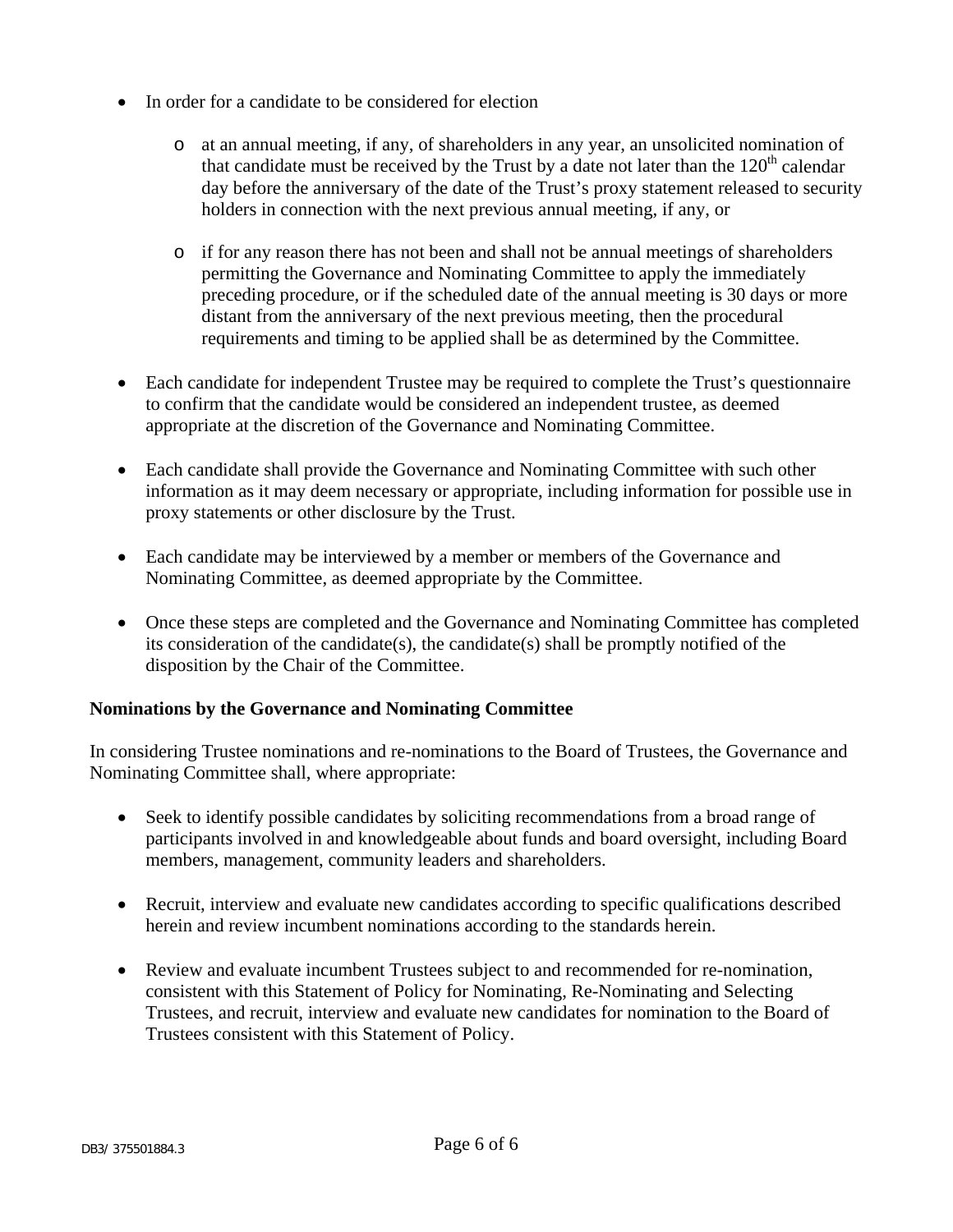- In order for a candidate to be considered for election
  - at an annual meeting, if any, of shareholders in any year, an unsolicited nomination of that candidate must be received by the Trust by a date not later than the 120th calendar day before the anniversary of the date of the Trust's proxy statement released to security holders in connection with the next previous annual meeting, if any, or
  - if for any reason there has not been and shall not be annual meetings of shareholders permitting the Governance and Nominating Committee to apply the immediately preceding procedure, or if the scheduled date of the annual meeting is 30 days or more distant from the anniversary of the next previous meeting, then the procedural requirements and timing to be applied shall be as determined by the Committee.
- Each candidate for independent Trustee may be required to complete the Trust's questionnaire to confirm that the candidate would be considered an independent trustee, as deemed appropriate at the discretion of the Governance and Nominating Committee.
- Each candidate shall provide the Governance and Nominating Committee with such other information as it may deem necessary or appropriate, including information for possible use in proxy statements or other disclosure by the Trust.
- Each candidate may be interviewed by a member or members of the Governance and Nominating Committee, as deemed appropriate by the Committee.
- Once these steps are completed and the Governance and Nominating Committee has completed its consideration of the candidate(s), the candidate(s) shall be promptly notified of the disposition by the Chair of the Committee.

**Nominations by the Governance and Nominating Committee**

In considering Trustee nominations and re-nominations to the Board of Trustees, the Governance and Nominating Committee shall, where appropriate:

- Seek to identify possible candidates by soliciting recommendations from a broad range of participants involved in and knowledgeable about funds and board oversight, including Board members, management, community leaders and shareholders.
- Recruit, interview and evaluate new candidates according to specific qualifications described herein and review incumbent nominations according to the standards herein.
- Review and evaluate incumbent Trustees subject to and recommended for re-nomination, consistent with this Statement of Policy for Nominating, Re-Nominating and Selecting Trustees, and recruit, interview and evaluate new candidates for nomination to the Board of Trustees consistent with this Statement of Policy.

DB3/ 375501884.3